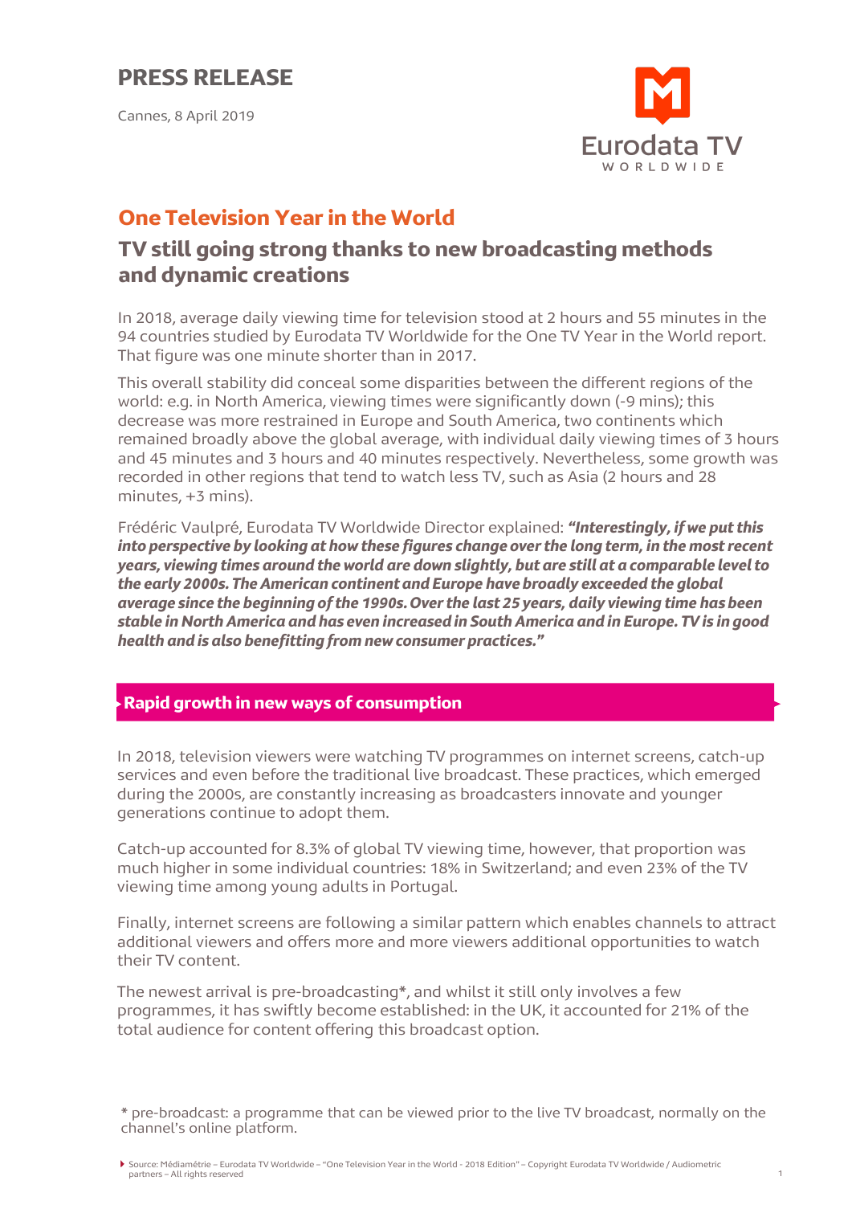# PRESS RELEASE

Cannes, 8 April 2019

Eurodata TV WORLDWIDE

## One Television Year in the World

## TV still going strong thanks to new broadcasting methods and dynamic creations

In 2018, average daily viewing time for television stood at 2 hours and 55 minutes in the 94 countries studied by Eurodata TV Worldwide for the One TV Year in the World report. That figure was one minute shorter than in 2017.

This overall stability did conceal some disparities between the different regions of the world: e.g. in North America, viewing times were significantly down (-9 mins); this decrease was more restrained in Europe and South America, two continents which remained broadly above the global average, with individual daily viewing times of 3 hours and 45 minutes and 3 hours and 40 minutes respectively. Nevertheless, some growth was recorded in other regions that tend to watch less TV, such as Asia (2 hours and 28 minutes, +3 mins).

Frédéric Vaulpré, Eurodata TV Worldwide Director explained: ***"Interestingly, if we put this into perspective by looking at how these figures change over the long term, in the most recent years, viewing times around the world are down slightly, but are still at a comparable level to the early 2000s. The American continent and Europe have broadly exceeded the global average since the beginning of the 1990s. Over the last 25 years, daily viewing time has been stable in North America and has even increased in South America and in Europe. TV is in good health and is also benefitting from new consumer practices."***

### Rapid growth in new ways of consumption

In 2018, television viewers were watching TV programmes on internet screens, catch-up services and even before the traditional live broadcast. These practices, which emerged during the 2000s, are constantly increasing as broadcasters innovate and younger generations continue to adopt them.

Catch-up accounted for 8.3% of global TV viewing time, however, that proportion was much higher in some individual countries: 18% in Switzerland; and even 23% of the TV viewing time among young adults in Portugal.

Finally, internet screens are following a similar pattern which enables channels to attract additional viewers and offers more and more viewers additional opportunities to watch their TV content.

The newest arrival is pre-broadcasting*, and whilst it still only involves a few programmes, it has swiftly become established: in the UK, it accounted for 21% of the total audience for content offering this broadcast option.

\* pre-broadcast: a programme that can be viewed prior to the live TV broadcast, normally on the channel's online platform.

Source: Médiamétrie – Eurodata TV Worldwide – "One Television Year in the World - 2018 Edition" – Copyright Eurodata TV Worldwide / Audiometric partners – All rights reserved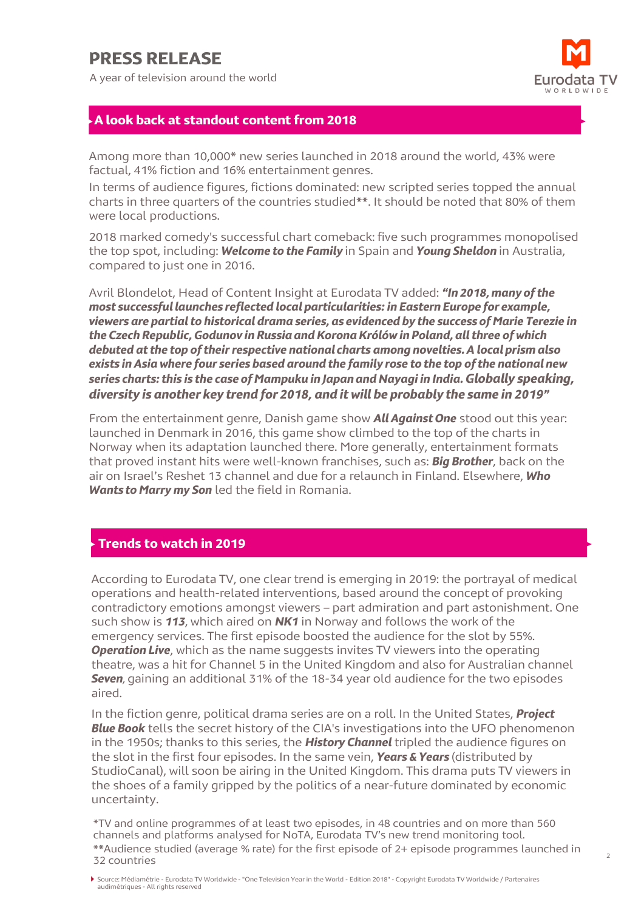# PRESS RELEASE

A year of television around the world

## A look back at standout content from 2018

Among more than 10,000* new series launched in 2018 around the world, 43% were factual, 41% fiction and 16% entertainment genres.

In terms of audience figures, fictions dominated: new scripted series topped the annual charts in three quarters of the countries studied**. It should be noted that 80% of them were local productions.

2018 marked comedy's successful chart comeback: five such programmes monopolised the top spot, including: ***Welcome to the Family*** in Spain and ***Young Sheldon*** in Australia, compared to just one in 2016.

Avril Blondelot, Head of Content Insight at Eurodata TV added: ***"In 2018, many of the most successful launches reflected local particularities: in Eastern Europe for example, viewers are partial to historical drama series, as evidenced by the success of Marie Terezie in the Czech Republic, Godunov in Russia and Korona Królów in Poland, all three of which debuted at the top of their respective national charts among novelties. A local prism also exists in Asia where four series based around the family rose to the top of the national new series charts: this is the case of Mampuku in Japan and Nayagi in India. Globally speaking, diversity is another key trend for 2018, and it will be probably the same in 2019"***

From the entertainment genre, Danish game show ***All Against One*** stood out this year: launched in Denmark in 2016, this game show climbed to the top of the charts in Norway when its adaptation launched there. More generally, entertainment formats that proved instant hits were well-known franchises, such as: ***Big Brother***, back on the air on Israel's Reshet 13 channel and due for a relaunch in Finland. Elsewhere, ***Who Wants to Marry my Son*** led the field in Romania.

## Trends to watch in 2019

According to Eurodata TV, one clear trend is emerging in 2019: the portrayal of medical operations and health-related interventions, based around the concept of provoking contradictory emotions amongst viewers – part admiration and part astonishment. One such show is ***113***, which aired on ***NK1*** in Norway and follows the work of the emergency services. The first episode boosted the audience for the slot by 55%. ***Operation Live***, which as the name suggests invites TV viewers into the operating theatre, was a hit for Channel 5 in the United Kingdom and also for Australian channel ***Seven***, gaining an additional 31% of the 18-34 year old audience for the two episodes aired.

In the fiction genre, political drama series are on a roll. In the United States, ***Project Blue Book*** tells the secret history of the CIA's investigations into the UFO phenomenon in the 1950s; thanks to this series, the ***History Channel*** tripled the audience figures on the slot in the first four episodes. In the same vein, ***Years & Years*** (distributed by StudioCanal), will soon be airing in the United Kingdom. This drama puts TV viewers in the shoes of a family gripped by the politics of a near-future dominated by economic uncertainty.

*TV and online programmes of at least two episodes, in 48 countries and on more than 560 channels and platforms analysed for NoTA, Eurodata TV's new trend monitoring tool.
**Audience studied (average % rate) for the first episode of 2+ episode programmes launched in 32 countries

Source: Médiamétrie - Eurodata TV Worldwide - "One Television Year in the World - Edition 2018" - Copyright Eurodata TV Worldwide / Partenaires audimétriques - All rights reserved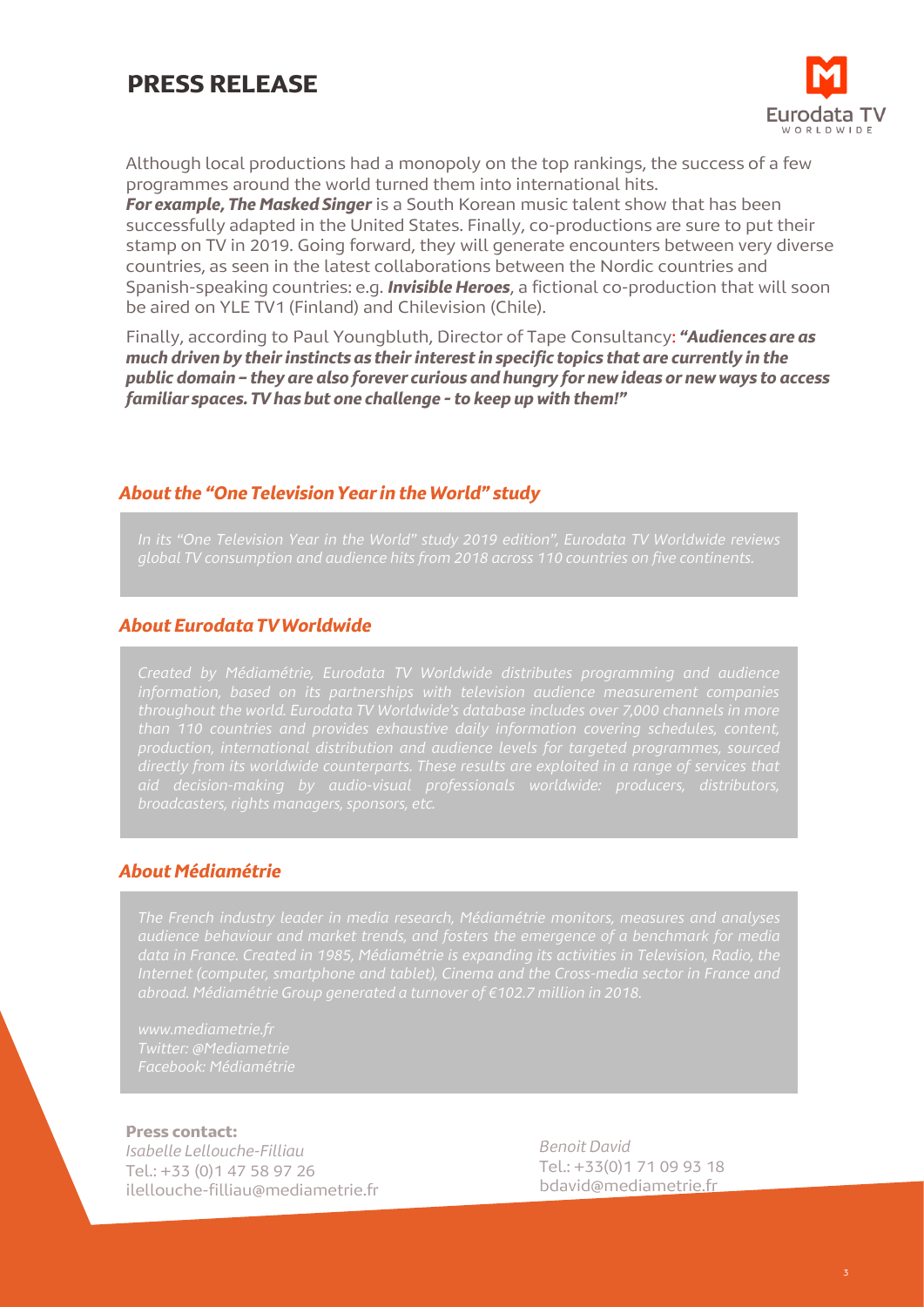# PRESS RELEASE

Although local productions had a monopoly on the top rankings, the success of a few programmes around the world turned them into international hits.
***For example, The Masked Singer*** is a South Korean music talent show that has been successfully adapted in the United States. Finally, co-productions are sure to put their stamp on TV in 2019. Going forward, they will generate encounters between very diverse countries, as seen in the latest collaborations between the Nordic countries and Spanish-speaking countries: e.g. ***Invisible Heroes***, a fictional co-production that will soon be aired on YLE TV1 (Finland) and Chilevision (Chile).

Finally, according to Paul Youngbluth, Director of Tape Consultancy: ***"Audiences are as much driven by their instincts as their interest in specific topics that are currently in the public domain – they are also forever curious and hungry for new ideas or new ways to access familiar spaces. TV has but one challenge - to keep up with them!"***

### *About the "One Television Year in the World" study*

*In its "One Television Year in the World" study 2019 edition", Eurodata TV Worldwide reviews global TV consumption and audience hits from 2018 across 110 countries on five continents.*

### *About Eurodata TV Worldwide*

*Created by Médiamétrie, Eurodata TV Worldwide distributes programming and audience information, based on its partnerships with television audience measurement companies throughout the world. Eurodata TV Worldwide's database includes over 7,000 channels in more than 110 countries and provides exhaustive daily information covering schedules, content, production, international distribution and audience levels for targeted programmes, sourced directly from its worldwide counterparts. These results are exploited in a range of services that aid decision-making by audio-visual professionals worldwide: producers, distributors, broadcasters, rights managers, sponsors, etc.*

### *About Médiamétrie*

*The French industry leader in media research, Médiamétrie monitors, measures and analyses audience behaviour and market trends, and fosters the emergence of a benchmark for media data in France. Created in 1985, Médiamétrie is expanding its activities in Television, Radio, the Internet (computer, smartphone and tablet), Cinema and the Cross-media sector in France and abroad. Médiamétrie Group generated a turnover of €102.7 million in 2018.*

*www.mediametrie.fr*
*Twitter: @Mediametrie*
*Facebook: Médiamétrie*

**Press contact:**
*Isabelle Lellouche-Filliau*
Tel.: +33 (0)1 47 58 97 26
ilellouche-filliau@mediametrie.fr

*Benoit David*
Tel.: +33(0)1 71 09 93 18
bdavid@mediametrie.fr